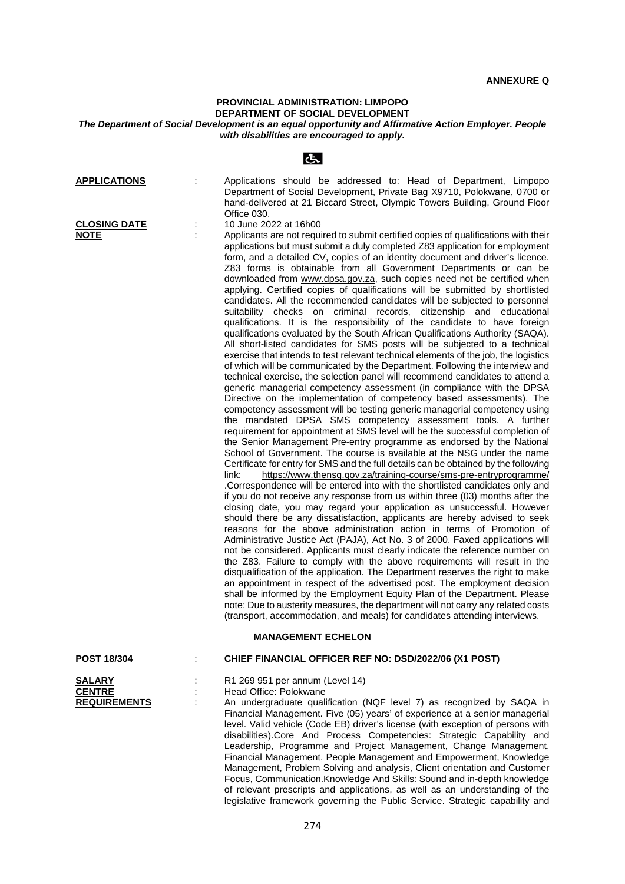**ANNEXURE Q**

**PROVINCIAL ADMINISTRATION: LIMPOPO**
**DEPARTMENT OF SOCIAL DEVELOPMENT**

***The Department of Social Development is an equal opportunity and Affirmative Action Employer. People with disabilities are encouraged to apply.***

**APPLICATIONS** : Applications should be addressed to: Head of Department, Limpopo Department of Social Development, Private Bag X9710, Polokwane, 0700 or hand-delivered at 21 Biccard Street, Olympic Towers Building, Ground Floor Office 030.

**CLOSING DATE** : 10 June 2022 at 16h00

**NOTE** : Applicants are not required to submit certified copies of qualifications with their applications but must submit a duly completed Z83 application for employment form, and a detailed CV, copies of an identity document and driver's licence. Z83 forms is obtainable from all Government Departments or can be downloaded from www.dpsa.gov.za, such copies need not be certified when applying. Certified copies of qualifications will be submitted by shortlisted candidates. All the recommended candidates will be subjected to personnel suitability checks on criminal records, citizenship and educational qualifications. It is the responsibility of the candidate to have foreign qualifications evaluated by the South African Qualifications Authority (SAQA). All short-listed candidates for SMS posts will be subjected to a technical exercise that intends to test relevant technical elements of the job, the logistics of which will be communicated by the Department. Following the interview and technical exercise, the selection panel will recommend candidates to attend a generic managerial competency assessment (in compliance with the DPSA Directive on the implementation of competency based assessments). The competency assessment will be testing generic managerial competency using the mandated DPSA SMS competency assessment tools. A further requirement for appointment at SMS level will be the successful completion of the Senior Management Pre-entry programme as endorsed by the National School of Government. The course is available at the NSG under the name Certificate for entry for SMS and the full details can be obtained by the following link: https://www.thensg.gov.za/training-course/sms-pre-entryprogramme/ .Correspondence will be entered into with the shortlisted candidates only and if you do not receive any response from us within three (03) months after the closing date, you may regard your application as unsuccessful. However should there be any dissatisfaction, applicants are hereby advised to seek reasons for the above administration action in terms of Promotion of Administrative Justice Act (PAJA), Act No. 3 of 2000. Faxed applications will not be considered. Applicants must clearly indicate the reference number on the Z83. Failure to comply with the above requirements will result in the disqualification of the application. The Department reserves the right to make an appointment in respect of the advertised post. The employment decision shall be informed by the Employment Equity Plan of the Department. Please note: Due to austerity measures, the department will not carry any related costs (transport, accommodation, and meals) for candidates attending interviews.

## MANAGEMENT ECHELON

**POST 18/304** : **CHIEF FINANCIAL OFFICER REF NO: DSD/2022/06 (X1 POST)**

**SALARY** : R1 269 951 per annum (Level 14)

**CENTRE** : Head Office: Polokwane

**REQUIREMENTS** : An undergraduate qualification (NQF level 7) as recognized by SAQA in Financial Management. Five (05) years' of experience at a senior managerial level. Valid vehicle (Code EB) driver's license (with exception of persons with disabilities).Core And Process Competencies: Strategic Capability and Leadership, Programme and Project Management, Change Management, Financial Management, People Management and Empowerment, Knowledge Management, Problem Solving and analysis, Client orientation and Customer Focus, Communication.Knowledge And Skills: Sound and in-depth knowledge of relevant prescripts and applications, as well as an understanding of the legislative framework governing the Public Service. Strategic capability and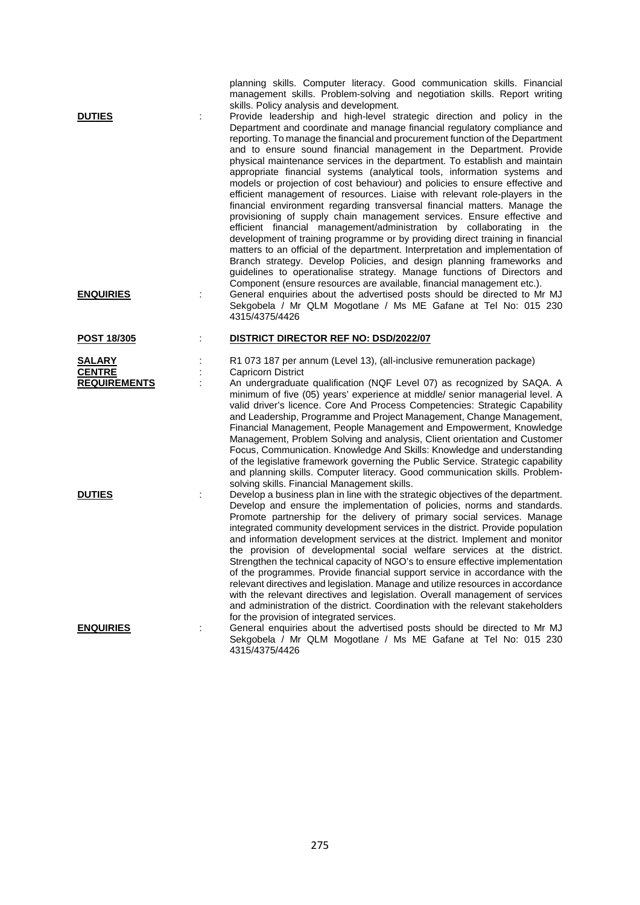planning skills. Computer literacy. Good communication skills. Financial management skills. Problem-solving and negotiation skills. Report writing skills. Policy analysis and development.

**DUTIES** : Provide leadership and high-level strategic direction and policy in the Department and coordinate and manage financial regulatory compliance and reporting. To manage the financial and procurement function of the Department and to ensure sound financial management in the Department. Provide physical maintenance services in the department. To establish and maintain appropriate financial systems (analytical tools, information systems and models or projection of cost behaviour) and policies to ensure effective and efficient management of resources. Liaise with relevant role-players in the financial environment regarding transversal financial matters. Manage the provisioning of supply chain management services. Ensure effective and efficient financial management/administration by collaborating in the development of training programme or by providing direct training in financial matters to an official of the department. Interpretation and implementation of Branch strategy. Develop Policies, and design planning frameworks and guidelines to operationalise strategy. Manage functions of Directors and Component (ensure resources are available, financial management etc.).

**ENQUIRIES** : General enquiries about the advertised posts should be directed to Mr MJ Sekgobela / Mr QLM Mogotlane / Ms ME Gafane at Tel No: 015 230 4315/4375/4426

**POST 18/305** : **DISTRICT DIRECTOR REF NO: DSD/2022/07**

**SALARY** : R1 073 187 per annum (Level 13), (all-inclusive remuneration package)

**CENTRE** : Capricorn District

**REQUIREMENTS** : An undergraduate qualification (NQF Level 07) as recognized by SAQA. A minimum of five (05) years' experience at middle/ senior managerial level. A valid driver's licence. Core And Process Competencies: Strategic Capability and Leadership, Programme and Project Management, Change Management, Financial Management, People Management and Empowerment, Knowledge Management, Problem Solving and analysis, Client orientation and Customer Focus, Communication. Knowledge And Skills: Knowledge and understanding of the legislative framework governing the Public Service. Strategic capability and planning skills. Computer literacy. Good communication skills. Problem-solving skills. Financial Management skills.

**DUTIES** : Develop a business plan in line with the strategic objectives of the department. Develop and ensure the implementation of policies, norms and standards. Promote partnership for the delivery of primary social services. Manage integrated community development services in the district. Provide population and information development services at the district. Implement and monitor the provision of developmental social welfare services at the district. Strengthen the technical capacity of NGO's to ensure effective implementation of the programmes. Provide financial support service in accordance with the relevant directives and legislation. Manage and utilize resources in accordance with the relevant directives and legislation. Overall management of services and administration of the district. Coordination with the relevant stakeholders for the provision of integrated services.

**ENQUIRIES** : General enquiries about the advertised posts should be directed to Mr MJ Sekgobela / Mr QLM Mogotlane / Ms ME Gafane at Tel No: 015 230 4315/4375/4426